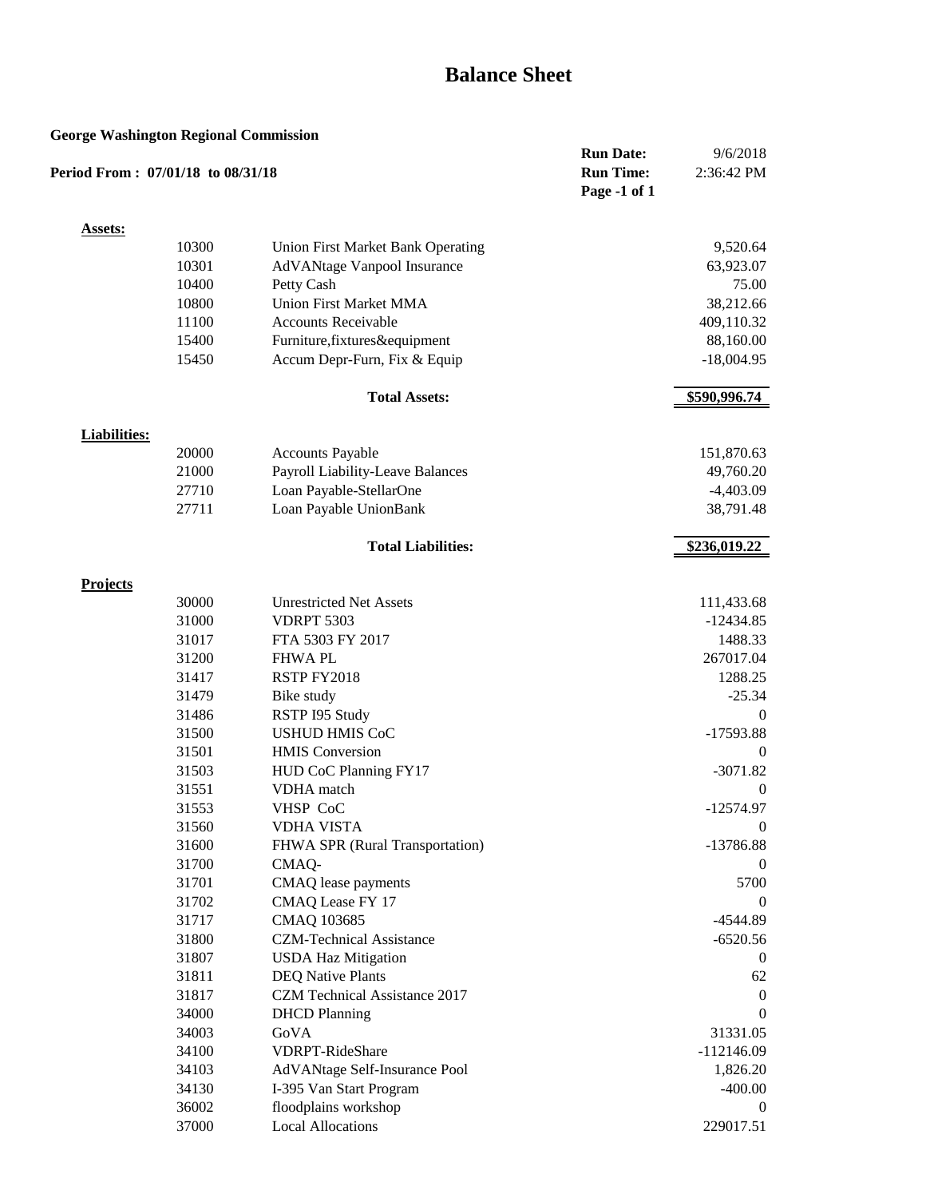# Balance Sheet

**George Washington Regional Commission**

**Period From : 07/01/18 to 08/31/18**

**Run Date:** 9/6/2018
**Run Time:** 2:36:42 PM
**Page -1 of 1**

**Assets:**

| | | |
|---|---|---|
| 10300 | Union First Market Bank Operating | 9,520.64 |
| 10301 | AdVANtage Vanpool Insurance | 63,923.07 |
| 10400 | Petty Cash | 75.00 |
| 10800 | Union First Market MMA | 38,212.66 |
| 11100 | Accounts Receivable | 409,110.32 |
| 15400 | Furniture,fixtures&equipment | 88,160.00 |
| 15450 | Accum Depr-Furn, Fix & Equip | -18,004.95 |
| | **Total Assets:** | **$590,996.74** |

**Liabilities:**

| | | |
|---|---|---|
| 20000 | Accounts Payable | 151,870.63 |
| 21000 | Payroll Liability-Leave Balances | 49,760.20 |
| 27710 | Loan Payable-StellarOne | -4,403.09 |
| 27711 | Loan Payable UnionBank | 38,791.48 |
| | **Total Liabilities:** | **$236,019.22** |

**Projects**

| | | |
|---|---|---|
| 30000 | Unrestricted Net Assets | 111,433.68 |
| 31000 | VDRPT 5303 | -12434.85 |
| 31017 | FTA 5303 FY 2017 | 1488.33 |
| 31200 | FHWA PL | 267017.04 |
| 31417 | RSTP FY2018 | 1288.25 |
| 31479 | Bike study | -25.34 |
| 31486 | RSTP I95 Study | 0 |
| 31500 | USHUD HMIS CoC | -17593.88 |
| 31501 | HMIS Conversion | 0 |
| 31503 | HUD CoC Planning FY17 | -3071.82 |
| 31551 | VDHA match | 0 |
| 31553 | VHSP CoC | -12574.97 |
| 31560 | VDHA VISTA | 0 |
| 31600 | FHWA SPR (Rural Transportation) | -13786.88 |
| 31700 | CMAQ- | 0 |
| 31701 | CMAQ lease payments | 5700 |
| 31702 | CMAQ Lease FY 17 | 0 |
| 31717 | CMAQ 103685 | -4544.89 |
| 31800 | CZM-Technical Assistance | -6520.56 |
| 31807 | USDA Haz Mitigation | 0 |
| 31811 | DEQ Native Plants | 62 |
| 31817 | CZM Technical Assistance 2017 | 0 |
| 34000 | DHCD Planning | 0 |
| 34003 | GoVA | 31331.05 |
| 34100 | VDRPT-RideShare | -112146.09 |
| 34103 | AdVANtage Self-Insurance Pool | 1,826.20 |
| 34130 | I-395 Van Start Program | -400.00 |
| 36002 | floodplains workshop | 0 |
| 37000 | Local Allocations | 229017.51 |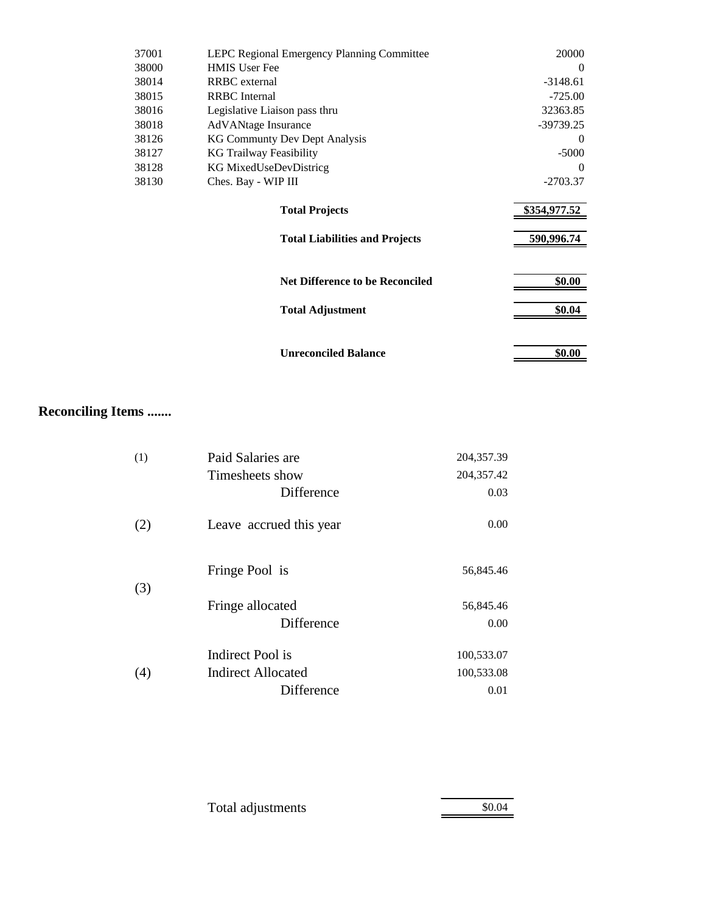| | | |
|---|---|---|
| 37001 | LEPC Regional Emergency Planning Committee | 20000 |
| 38000 | HMIS User Fee | 0 |
| 38014 | RRBC external | -3148.61 |
| 38015 | RRBC Internal | -725.00 |
| 38016 | Legislative Liaison pass thru | 32363.85 |
| 38018 | AdVANtage Insurance | -39739.25 |
| 38126 | KG Communty Dev Dept Analysis | 0 |
| 38127 | KG Trailway Feasibility | -5000 |
| 38128 | KG MixedUseDevDistricg | 0 |
| 38130 | Ches. Bay - WIP III | -2703.37 |
| | **Total Projects** | **$354,977.52** |
| | **Total Liabilities and Projects** | **590,996.74** |
| | **Net Difference to be Reconciled** | **$0.00** |
| | **Total Adjustment** | **$0.04** |
| | **Unreconciled Balance** | **$0.00** |

## Reconciling Items .......

| | | |
|---|---|---|
| (1) | Paid Salaries are | 204,357.39 |
| | Timesheets show | 204,357.42 |
| | Difference | 0.03 |
| (2) | Leave accrued this year | 0.00 |
| (3) | Fringe Pool is | 56,845.46 |
| | Fringe allocated | 56,845.46 |
| | Difference | 0.00 |
| (4) | Indirect Pool is | 100,533.07 |
| | Indirect Allocated | 100,533.08 |
| | Difference | 0.01 |
| | Total adjustments | $0.04 |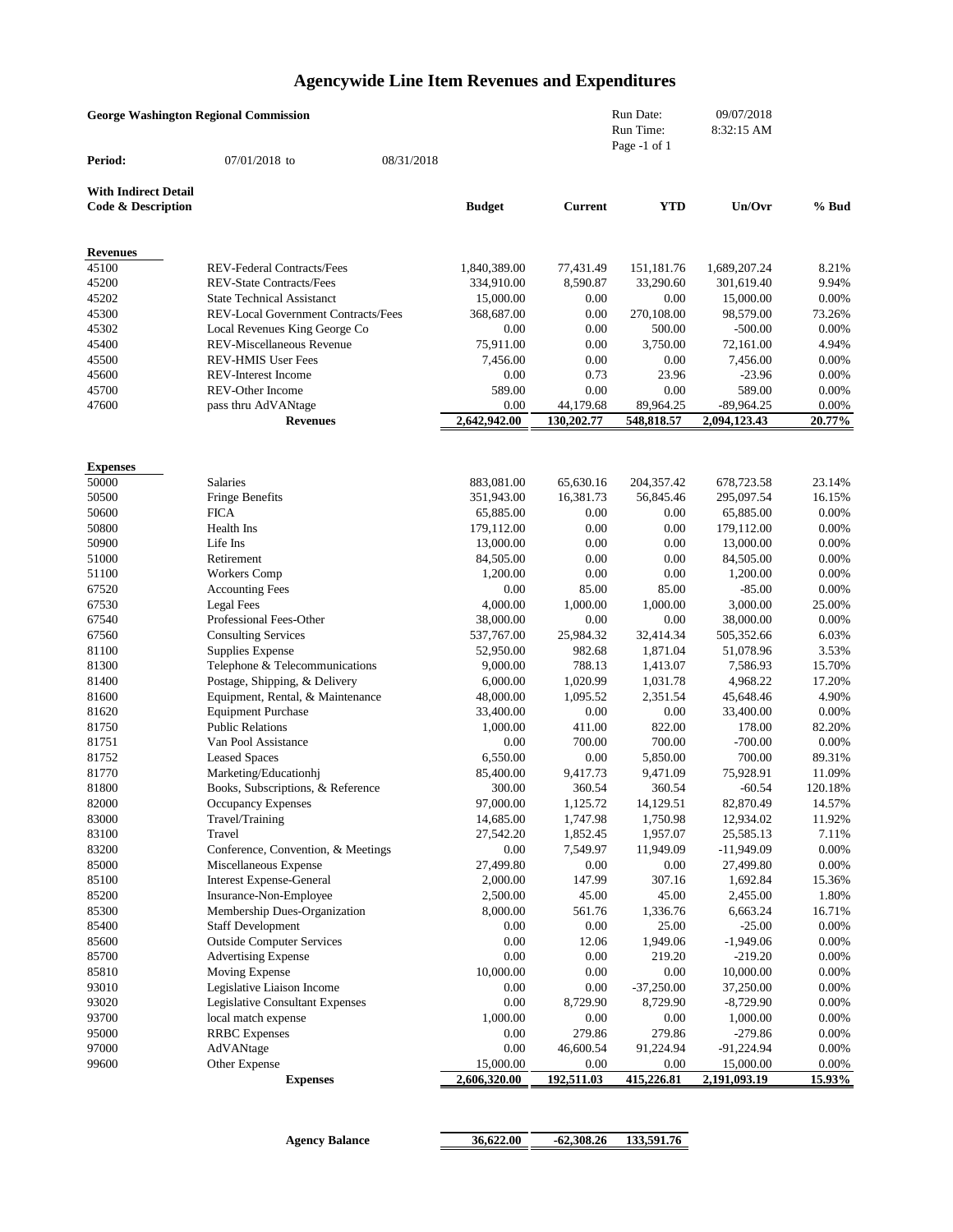# Agencywide Line Item Revenues and Expenditures

**George Washington Regional Commission**

Run Date: 09/07/2018
Run Time: 8:32:15 AM
Page -1 of 1

**Period:** 07/01/2018 to 08/31/2018

**With Indirect Detail**

| Code & Description | | Budget | Current | YTD | Un/Ovr | % Bud |
|---|---|---|---|---|---|---|
| **Revenues** | | | | | | |
| 45100 | REV-Federal Contracts/Fees | 1,840,389.00 | 77,431.49 | 151,181.76 | 1,689,207.24 | 8.21% |
| 45200 | REV-State Contracts/Fees | 334,910.00 | 8,590.87 | 33,290.60 | 301,619.40 | 9.94% |
| 45202 | State Technical Assistance | 15,000.00 | 0.00 | 0.00 | 15,000.00 | 0.00% |
| 45300 | REV-Local Government Contracts/Fees | 368,687.00 | 0.00 | 270,108.00 | 98,579.00 | 73.26% |
| 45302 | Local Revenues King George Co | 0.00 | 0.00 | 500.00 | -500.00 | 0.00% |
| 45400 | REV-Miscellaneous Revenue | 75,911.00 | 0.00 | 3,750.00 | 72,161.00 | 4.94% |
| 45500 | REV-HMIS User Fees | 7,456.00 | 0.00 | 0.00 | 7,456.00 | 0.00% |
| 45600 | REV-Interest Income | 0.00 | 0.73 | 23.96 | -23.96 | 0.00% |
| 45700 | REV-Other Income | 589.00 | 0.00 | 0.00 | 589.00 | 0.00% |
| 47600 | pass thru AdVANtage | 0.00 | 44,179.68 | 89,964.25 | -89,964.25 | 0.00% |
| | **Revenues** | **2,642,942.00** | **130,202.77** | **548,818.57** | **2,094,123.43** | **20.77%** |
| **Expenses** | | | | | | |
| 50000 | Salaries | 883,081.00 | 65,630.16 | 204,357.42 | 678,723.58 | 23.14% |
| 50500 | Fringe Benefits | 351,943.00 | 16,381.73 | 56,845.46 | 295,097.54 | 16.15% |
| 50600 | FICA | 65,885.00 | 0.00 | 0.00 | 65,885.00 | 0.00% |
| 50800 | Health Ins | 179,112.00 | 0.00 | 0.00 | 179,112.00 | 0.00% |
| 50900 | Life Ins | 13,000.00 | 0.00 | 0.00 | 13,000.00 | 0.00% |
| 51000 | Retirement | 84,505.00 | 0.00 | 0.00 | 84,505.00 | 0.00% |
| 51100 | Workers Comp | 1,200.00 | 0.00 | 0.00 | 1,200.00 | 0.00% |
| 67520 | Accounting Fees | 0.00 | 85.00 | 85.00 | -85.00 | 0.00% |
| 67530 | Legal Fees | 4,000.00 | 1,000.00 | 1,000.00 | 3,000.00 | 25.00% |
| 67540 | Professional Fees-Other | 38,000.00 | 0.00 | 0.00 | 38,000.00 | 0.00% |
| 67560 | Consulting Services | 537,767.00 | 25,984.32 | 32,414.34 | 505,352.66 | 6.03% |
| 81100 | Supplies Expense | 52,950.00 | 982.68 | 1,871.04 | 51,078.96 | 3.53% |
| 81300 | Telephone & Telecommunications | 9,000.00 | 788.13 | 1,413.07 | 7,586.93 | 15.70% |
| 81400 | Postage, Shipping, & Delivery | 6,000.00 | 1,020.99 | 1,031.78 | 4,968.22 | 17.20% |
| 81600 | Equipment, Rental, & Maintenance | 48,000.00 | 1,095.52 | 2,351.54 | 45,648.46 | 4.90% |
| 81620 | Equipment Purchase | 33,400.00 | 0.00 | 0.00 | 33,400.00 | 0.00% |
| 81750 | Public Relations | 1,000.00 | 411.00 | 822.00 | 178.00 | 82.20% |
| 81751 | Van Pool Assistance | 0.00 | 700.00 | 700.00 | -700.00 | 0.00% |
| 81752 | Leased Spaces | 6,550.00 | 0.00 | 5,850.00 | 700.00 | 89.31% |
| 81770 | Marketing/Educationhj | 85,400.00 | 9,417.73 | 9,471.09 | 75,928.91 | 11.09% |
| 81800 | Books, Subscriptions, & Reference | 300.00 | 360.54 | 360.54 | -60.54 | 120.18% |
| 82000 | Occupancy Expenses | 97,000.00 | 1,125.72 | 14,129.51 | 82,870.49 | 14.57% |
| 83000 | Travel/Training | 14,685.00 | 1,747.98 | 1,750.98 | 12,934.02 | 11.92% |
| 83100 | Travel | 27,542.20 | 1,852.45 | 1,957.07 | 25,585.13 | 7.11% |
| 83200 | Conference, Convention, & Meetings | 0.00 | 7,549.97 | 11,949.09 | -11,949.09 | 0.00% |
| 85000 | Miscellaneous Expense | 27,499.80 | 0.00 | 0.00 | 27,499.80 | 0.00% |
| 85100 | Interest Expense-General | 2,000.00 | 147.99 | 307.16 | 1,692.84 | 15.36% |
| 85200 | Insurance-Non-Employee | 2,500.00 | 45.00 | 45.00 | 2,455.00 | 1.80% |
| 85300 | Membership Dues-Organization | 8,000.00 | 561.76 | 1,336.76 | 6,663.24 | 16.71% |
| 85400 | Staff Development | 0.00 | 0.00 | 25.00 | -25.00 | 0.00% |
| 85600 | Outside Computer Services | 0.00 | 12.06 | 1,949.06 | -1,949.06 | 0.00% |
| 85700 | Advertising Expense | 0.00 | 0.00 | 219.20 | -219.20 | 0.00% |
| 85810 | Moving Expense | 10,000.00 | 0.00 | 0.00 | 10,000.00 | 0.00% |
| 93010 | Legislative Liaison Income | 0.00 | 0.00 | -37,250.00 | 37,250.00 | 0.00% |
| 93020 | Legislative Consultant Expenses | 0.00 | 8,729.90 | 8,729.90 | -8,729.90 | 0.00% |
| 93700 | local match expense | 1,000.00 | 0.00 | 0.00 | 1,000.00 | 0.00% |
| 95000 | RRBC Expenses | 0.00 | 279.86 | 279.86 | -279.86 | 0.00% |
| 97000 | AdVANtage | 0.00 | 46,600.54 | 91,224.94 | -91,224.94 | 0.00% |
| 99600 | Other Expense | 15,000.00 | 0.00 | 0.00 | 15,000.00 | 0.00% |
| | **Expenses** | **2,606,320.00** | **192,511.03** | **415,226.81** | **2,191,093.19** | **15.93%** |
| | **Agency Balance** | **36,622.00** | **-62,308.26** | **133,591.76** | | |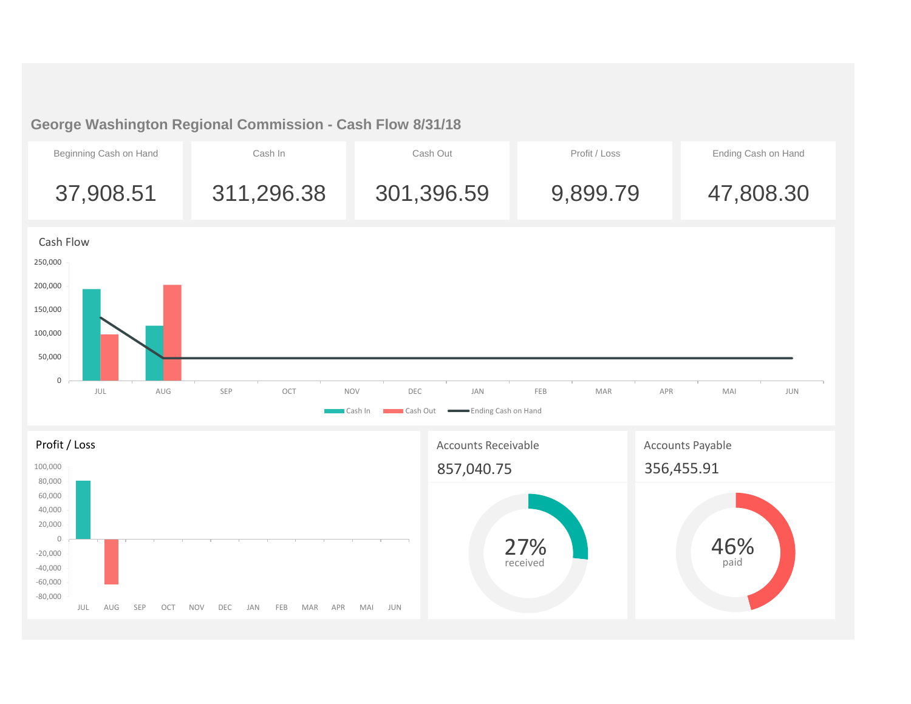# George Washington Regional Commission - Cash Flow 8/31/18

Beginning Cash on Hand

37,908.51

Cash In

311,296.38

Cash Out

301,396.59

Profit / Loss

9,899.79

Ending Cash on Hand

47,808.30

## Cash Flow

250,000
200,000
150,000
100,000
50,000
0

JUL AUG SEP OCT NOV DEC JAN FEB MAR APR MAI JUN

Cash In · Cash Out · Ending Cash on Hand

## Profit / Loss

100,000
80,000
60,000
40,000
20,000
0
-20,000
-40,000
-60,000
-80,000

JUL AUG SEP OCT NOV DEC JAN FEB MAR APR MAI JUN

## Accounts Receivable

857,040.75

27%
received

## Accounts Payable

356,455.91

46%
paid